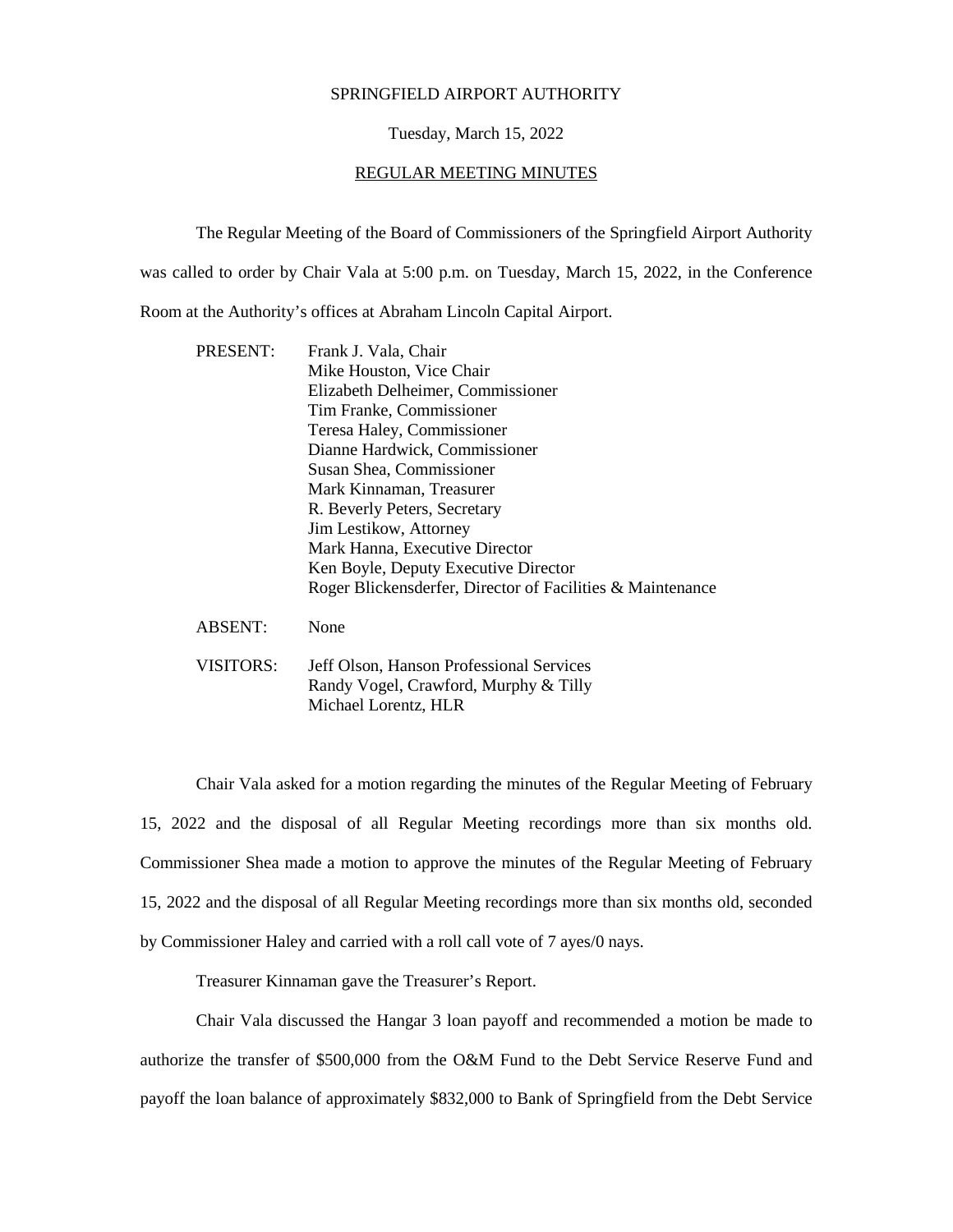SPRINGFIELD AIRPORT AUTHORITY

Tuesday, March 15, 2022

REGULAR MEETING MINUTES

The Regular Meeting of the Board of Commissioners of the Springfield Airport Authority was called to order by Chair Vala at 5:00 p.m. on Tuesday, March 15, 2022, in the Conference Room at the Authority's offices at Abraham Lincoln Capital Airport.

| | |
|---|---|
| PRESENT: | Frank J. Vala, Chair<br>Mike Houston, Vice Chair<br>Elizabeth Delheimer, Commissioner<br>Tim Franke, Commissioner<br>Teresa Haley, Commissioner<br>Dianne Hardwick, Commissioner<br>Susan Shea, Commissioner<br>Mark Kinnaman, Treasurer<br>R. Beverly Peters, Secretary<br>Jim Lestikow, Attorney<br>Mark Hanna, Executive Director<br>Ken Boyle, Deputy Executive Director<br>Roger Blickensderfer, Director of Facilities & Maintenance |
| ABSENT: | None |
| VISITORS: | Jeff Olson, Hanson Professional Services<br>Randy Vogel, Crawford, Murphy & Tilly<br>Michael Lorentz, HLR |

Chair Vala asked for a motion regarding the minutes of the Regular Meeting of February 15, 2022 and the disposal of all Regular Meeting recordings more than six months old. Commissioner Shea made a motion to approve the minutes of the Regular Meeting of February 15, 2022 and the disposal of all Regular Meeting recordings more than six months old, seconded by Commissioner Haley and carried with a roll call vote of 7 ayes/0 nays.

Treasurer Kinnaman gave the Treasurer's Report.

Chair Vala discussed the Hangar 3 loan payoff and recommended a motion be made to authorize the transfer of $500,000 from the O&M Fund to the Debt Service Reserve Fund and payoff the loan balance of approximately $832,000 to Bank of Springfield from the Debt Service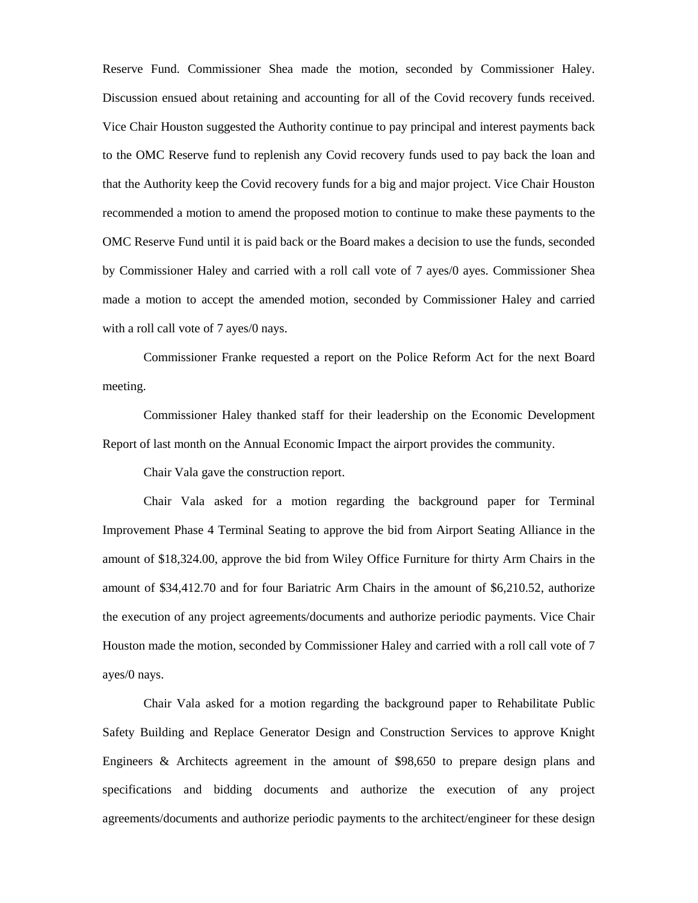Reserve Fund. Commissioner Shea made the motion, seconded by Commissioner Haley. Discussion ensued about retaining and accounting for all of the Covid recovery funds received. Vice Chair Houston suggested the Authority continue to pay principal and interest payments back to the OMC Reserve fund to replenish any Covid recovery funds used to pay back the loan and that the Authority keep the Covid recovery funds for a big and major project. Vice Chair Houston recommended a motion to amend the proposed motion to continue to make these payments to the OMC Reserve Fund until it is paid back or the Board makes a decision to use the funds, seconded by Commissioner Haley and carried with a roll call vote of 7 ayes/0 ayes. Commissioner Shea made a motion to accept the amended motion, seconded by Commissioner Haley and carried with a roll call vote of 7 ayes/0 nays.

Commissioner Franke requested a report on the Police Reform Act for the next Board meeting.

Commissioner Haley thanked staff for their leadership on the Economic Development Report of last month on the Annual Economic Impact the airport provides the community.

Chair Vala gave the construction report.

Chair Vala asked for a motion regarding the background paper for Terminal Improvement Phase 4 Terminal Seating to approve the bid from Airport Seating Alliance in the amount of $18,324.00, approve the bid from Wiley Office Furniture for thirty Arm Chairs in the amount of $34,412.70 and for four Bariatric Arm Chairs in the amount of $6,210.52, authorize the execution of any project agreements/documents and authorize periodic payments. Vice Chair Houston made the motion, seconded by Commissioner Haley and carried with a roll call vote of 7 ayes/0 nays.

Chair Vala asked for a motion regarding the background paper to Rehabilitate Public Safety Building and Replace Generator Design and Construction Services to approve Knight Engineers & Architects agreement in the amount of $98,650 to prepare design plans and specifications and bidding documents and authorize the execution of any project agreements/documents and authorize periodic payments to the architect/engineer for these design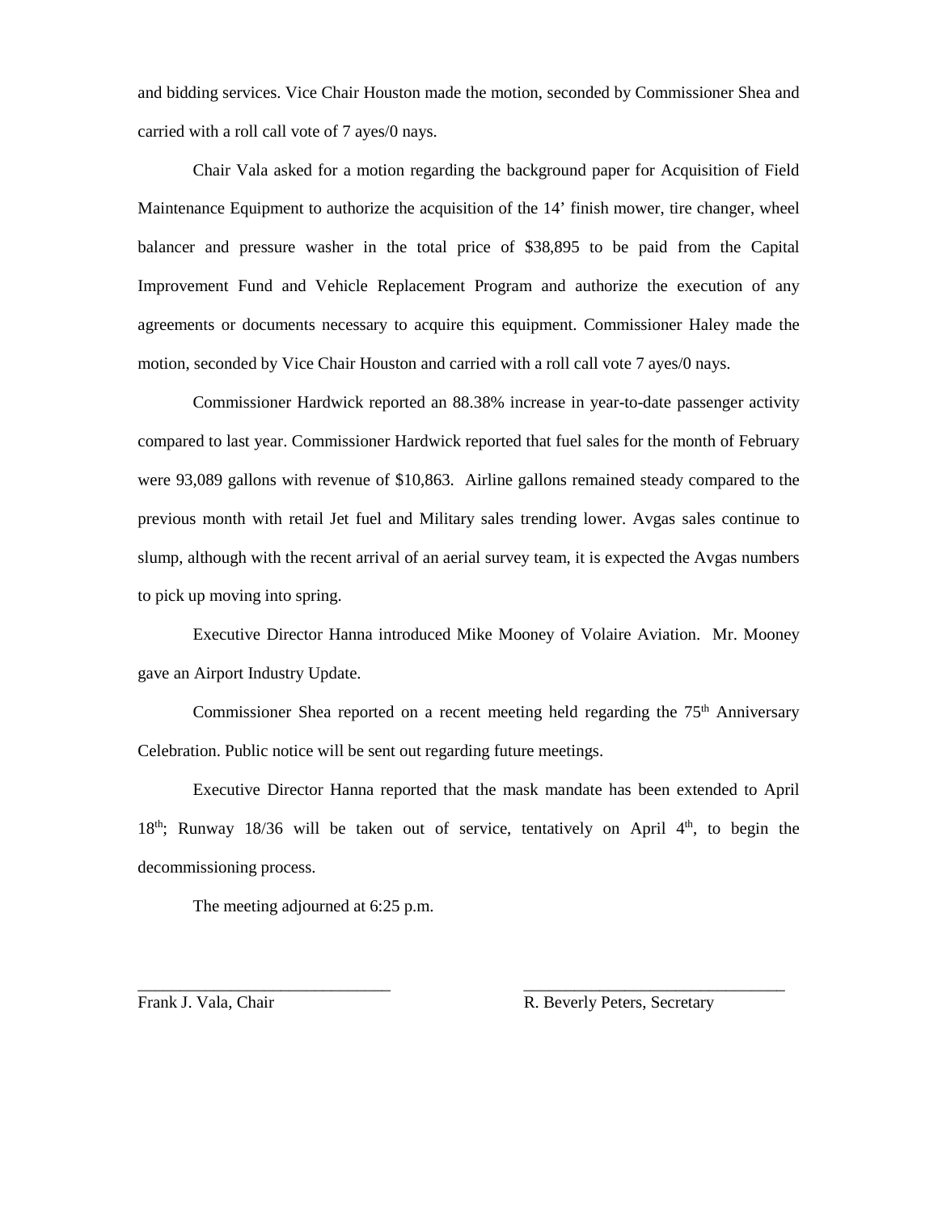and bidding services. Vice Chair Houston made the motion, seconded by Commissioner Shea and carried with a roll call vote of 7 ayes/0 nays.

Chair Vala asked for a motion regarding the background paper for Acquisition of Field Maintenance Equipment to authorize the acquisition of the 14' finish mower, tire changer, wheel balancer and pressure washer in the total price of $38,895 to be paid from the Capital Improvement Fund and Vehicle Replacement Program and authorize the execution of any agreements or documents necessary to acquire this equipment. Commissioner Haley made the motion, seconded by Vice Chair Houston and carried with a roll call vote 7 ayes/0 nays.

Commissioner Hardwick reported an 88.38% increase in year-to-date passenger activity compared to last year. Commissioner Hardwick reported that fuel sales for the month of February were 93,089 gallons with revenue of $10,863. Airline gallons remained steady compared to the previous month with retail Jet fuel and Military sales trending lower. Avgas sales continue to slump, although with the recent arrival of an aerial survey team, it is expected the Avgas numbers to pick up moving into spring.

Executive Director Hanna introduced Mike Mooney of Volaire Aviation. Mr. Mooney gave an Airport Industry Update.

Commissioner Shea reported on a recent meeting held regarding the 75th Anniversary Celebration. Public notice will be sent out regarding future meetings.

Executive Director Hanna reported that the mask mandate has been extended to April 18th; Runway 18/36 will be taken out of service, tentatively on April 4th, to begin the decommissioning process.

The meeting adjourned at 6:25 p.m.

\_\_\_\_\_\_\_\_\_\_\_\_\_\_\_\_\_\_\_\_\_\_\_\_\_\_\_\_\_\_\_
Frank J. Vala, Chair

\_\_\_\_\_\_\_\_\_\_\_\_\_\_\_\_\_\_\_\_\_\_\_\_\_\_\_\_\_\_\_
R. Beverly Peters, Secretary